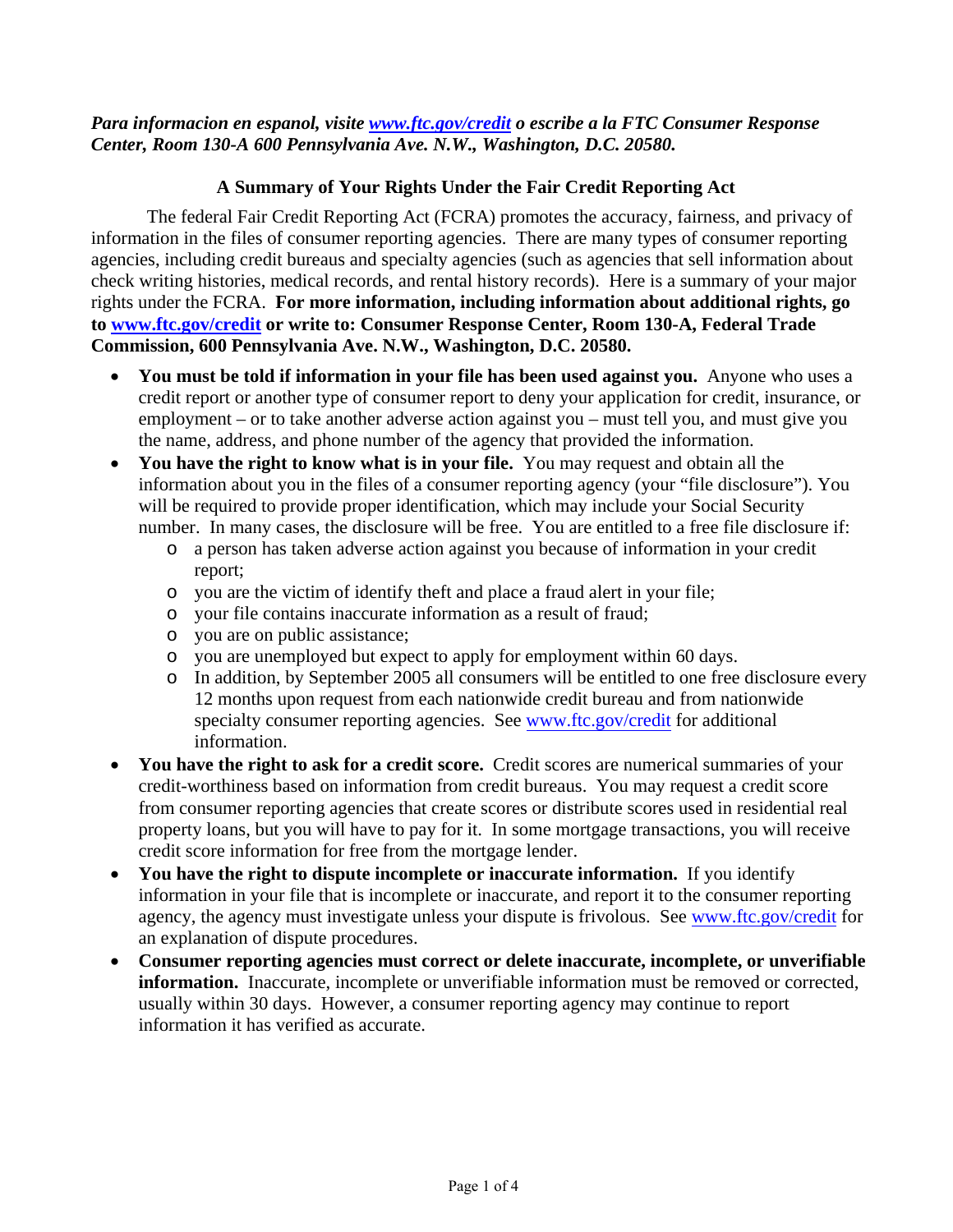***Para informacion en espanol, visite [www.ftc.gov/credit](www.ftc.gov/credit) o escribe a la FTC Consumer Response Center, Room 130-A 600 Pennsylvania Ave. N.W., Washington, D.C. 20580.***

## A Summary of Your Rights Under the Fair Credit Reporting Act

The federal Fair Credit Reporting Act (FCRA) promotes the accuracy, fairness, and privacy of information in the files of consumer reporting agencies. There are many types of consumer reporting agencies, including credit bureaus and specialty agencies (such as agencies that sell information about check writing histories, medical records, and rental history records). Here is a summary of your major rights under the FCRA. **For more information, including information about additional rights, go to [www.ftc.gov/credit](www.ftc.gov/credit) or write to: Consumer Response Center, Room 130-A, Federal Trade Commission, 600 Pennsylvania Ave. N.W., Washington, D.C. 20580.**

- **You must be told if information in your file has been used against you.** Anyone who uses a credit report or another type of consumer report to deny your application for credit, insurance, or employment – or to take another adverse action against you – must tell you, and must give you the name, address, and phone number of the agency that provided the information.
- **You have the right to know what is in your file.** You may request and obtain all the information about you in the files of a consumer reporting agency (your "file disclosure"). You will be required to provide proper identification, which may include your Social Security number. In many cases, the disclosure will be free. You are entitled to a free file disclosure if:
  - a person has taken adverse action against you because of information in your credit report;
  - you are the victim of identify theft and place a fraud alert in your file;
  - your file contains inaccurate information as a result of fraud;
  - you are on public assistance;
  - you are unemployed but expect to apply for employment within 60 days.
  - In addition, by September 2005 all consumers will be entitled to one free disclosure every 12 months upon request from each nationwide credit bureau and from nationwide specialty consumer reporting agencies. See www.ftc.gov/credit for additional information.
- **You have the right to ask for a credit score.** Credit scores are numerical summaries of your credit-worthiness based on information from credit bureaus. You may request a credit score from consumer reporting agencies that create scores or distribute scores used in residential real property loans, but you will have to pay for it. In some mortgage transactions, you will receive credit score information for free from the mortgage lender.
- **You have the right to dispute incomplete or inaccurate information.** If you identify information in your file that is incomplete or inaccurate, and report it to the consumer reporting agency, the agency must investigate unless your dispute is frivolous. See www.ftc.gov/credit for an explanation of dispute procedures.
- **Consumer reporting agencies must correct or delete inaccurate, incomplete, or unverifiable information.** Inaccurate, incomplete or unverifiable information must be removed or corrected, usually within 30 days. However, a consumer reporting agency may continue to report information it has verified as accurate.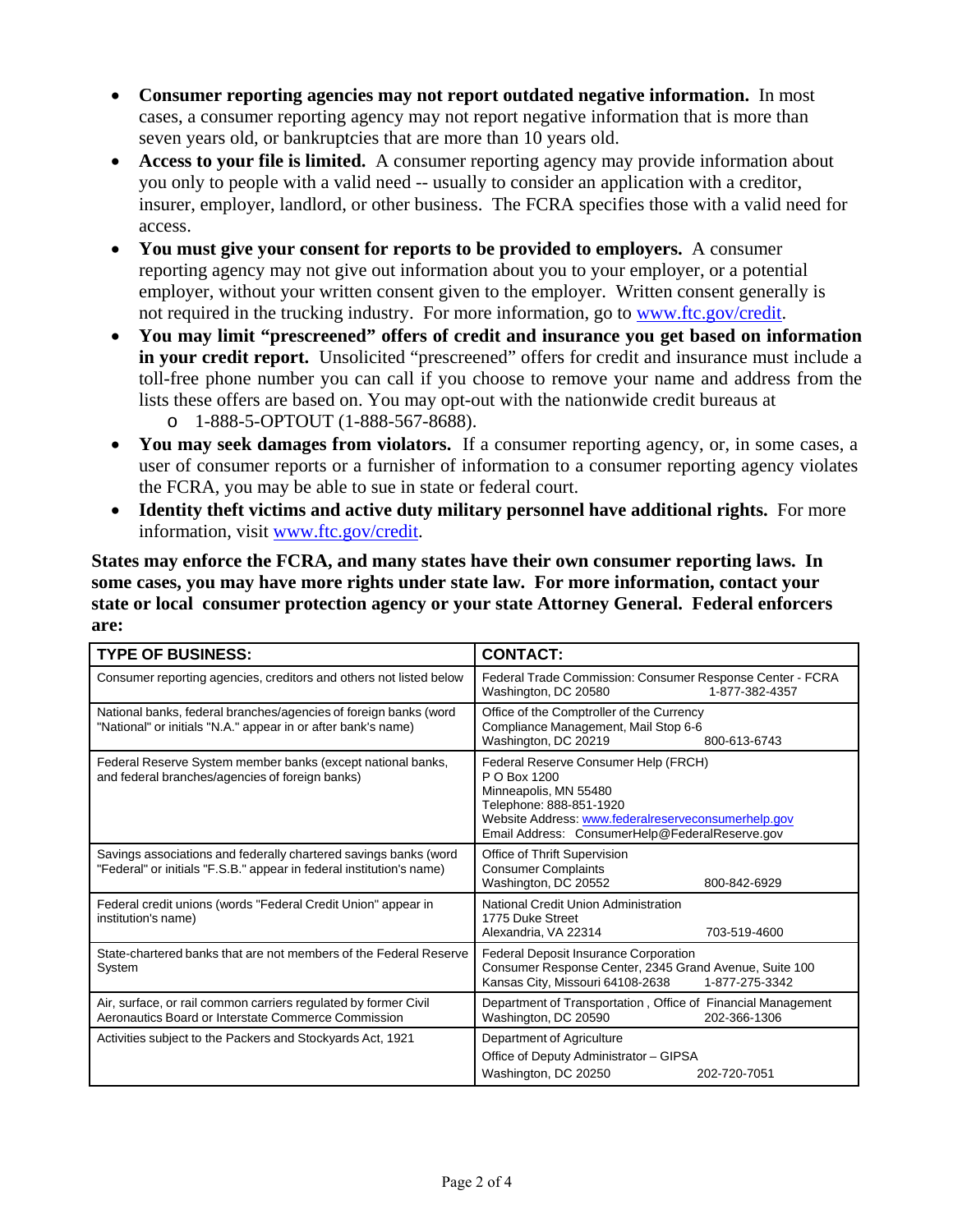- **Consumer reporting agencies may not report outdated negative information.** In most cases, a consumer reporting agency may not report negative information that is more than seven years old, or bankruptcies that are more than 10 years old.
- **Access to your file is limited.** A consumer reporting agency may provide information about you only to people with a valid need -- usually to consider an application with a creditor, insurer, employer, landlord, or other business. The FCRA specifies those with a valid need for access.
- **You must give your consent for reports to be provided to employers.** A consumer reporting agency may not give out information about you to your employer, or a potential employer, without your written consent given to the employer. Written consent generally is not required in the trucking industry. For more information, go to www.ftc.gov/credit.
- **You may limit "prescreened" offers of credit and insurance you get based on information in your credit report.** Unsolicited "prescreened" offers for credit and insurance must include a toll-free phone number you can call if you choose to remove your name and address from the lists these offers are based on. You may opt-out with the nationwide credit bureaus at
  - 1-888-5-OPTOUT (1-888-567-8688).
- **You may seek damages from violators.** If a consumer reporting agency, or, in some cases, a user of consumer reports or a furnisher of information to a consumer reporting agency violates the FCRA, you may be able to sue in state or federal court.
- **Identity theft victims and active duty military personnel have additional rights.** For more information, visit www.ftc.gov/credit.

**States may enforce the FCRA, and many states have their own consumer reporting laws. In some cases, you may have more rights under state law. For more information, contact your state or local consumer protection agency or your state Attorney General. Federal enforcers are:**

| TYPE OF BUSINESS: | CONTACT: |
|---|---|
| Consumer reporting agencies, creditors and others not listed below | Federal Trade Commission: Consumer Response Center - FCRA<br>Washington, DC 20580 1-877-382-4357 |
| National banks, federal branches/agencies of foreign banks (word "National" or initials "N.A." appear in or after bank's name) | Office of the Comptroller of the Currency<br>Compliance Management, Mail Stop 6-6<br>Washington, DC 20219 800-613-6743 |
| Federal Reserve System member banks (except national banks, and federal branches/agencies of foreign banks) | Federal Reserve Consumer Help (FRCH)<br>P O Box 1200<br>Minneapolis, MN 55480<br>Telephone: 888-851-1920<br>Website Address: www.federalreserveconsumerhelp.gov<br>Email Address: ConsumerHelp@FederalReserve.gov |
| Savings associations and federally chartered savings banks (word "Federal" or initials "F.S.B." appear in federal institution's name) | Office of Thrift Supervision<br>Consumer Complaints<br>Washington, DC 20552 800-842-6929 |
| Federal credit unions (words "Federal Credit Union" appear in institution's name) | National Credit Union Administration<br>1775 Duke Street<br>Alexandria, VA 22314 703-519-4600 |
| State-chartered banks that are not members of the Federal Reserve System | Federal Deposit Insurance Corporation<br>Consumer Response Center, 2345 Grand Avenue, Suite 100<br>Kansas City, Missouri 64108-2638 1-877-275-3342 |
| Air, surface, or rail common carriers regulated by former Civil Aeronautics Board or Interstate Commerce Commission | Department of Transportation , Office of Financial Management<br>Washington, DC 20590 202-366-1306 |
| Activities subject to the Packers and Stockyards Act, 1921 | Department of Agriculture<br>Office of Deputy Administrator – GIPSA<br>Washington, DC 20250 202-720-7051 |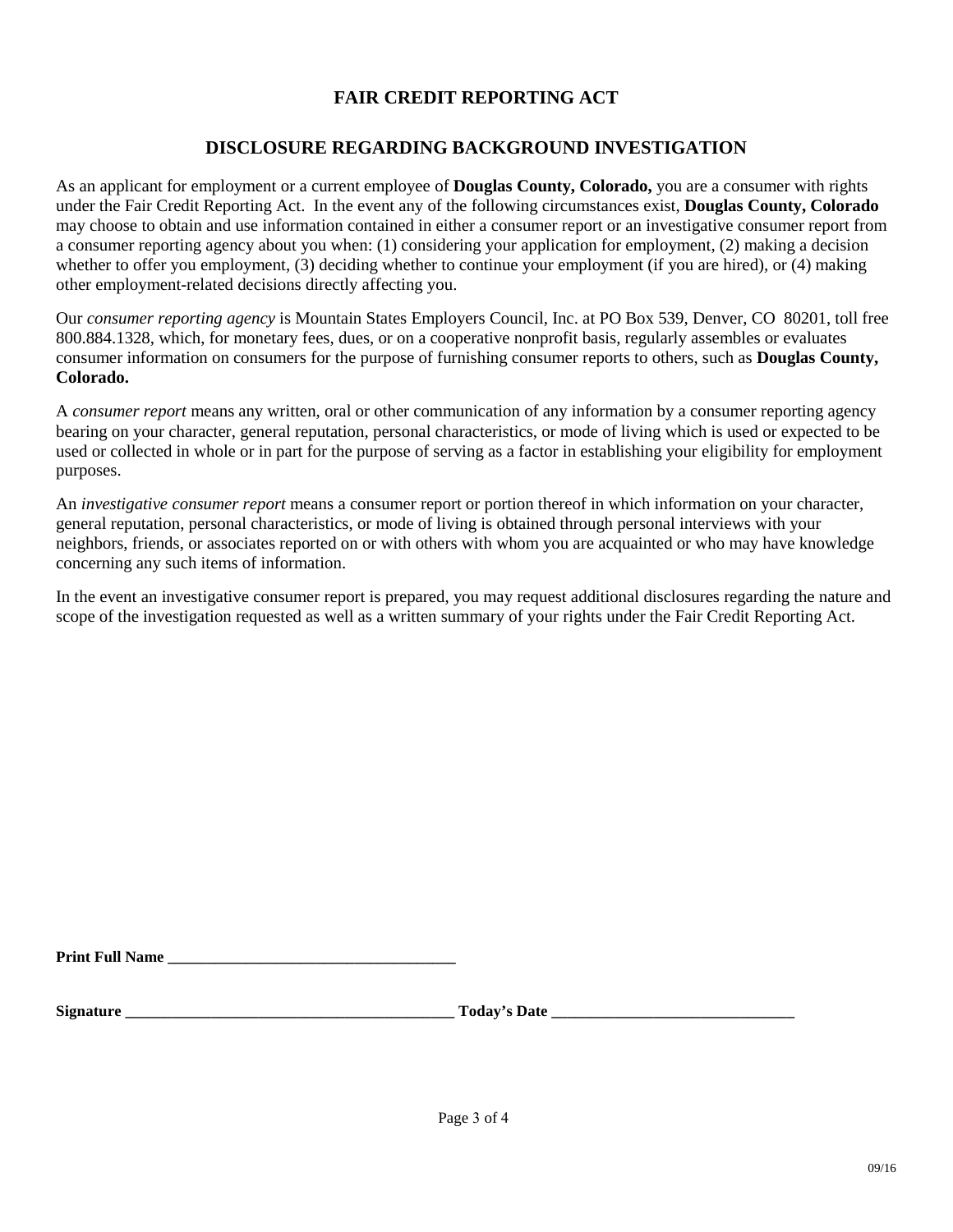# FAIR CREDIT REPORTING ACT

## DISCLOSURE REGARDING BACKGROUND INVESTIGATION

As an applicant for employment or a current employee of **Douglas County, Colorado,** you are a consumer with rights under the Fair Credit Reporting Act. In the event any of the following circumstances exist, **Douglas County, Colorado** may choose to obtain and use information contained in either a consumer report or an investigative consumer report from a consumer reporting agency about you when: (1) considering your application for employment, (2) making a decision whether to offer you employment, (3) deciding whether to continue your employment (if you are hired), or (4) making other employment-related decisions directly affecting you.

Our *consumer reporting agency* is Mountain States Employers Council, Inc. at PO Box 539, Denver, CO 80201, toll free 800.884.1328, which, for monetary fees, dues, or on a cooperative nonprofit basis, regularly assembles or evaluates consumer information on consumers for the purpose of furnishing consumer reports to others, such as **Douglas County, Colorado.**

A *consumer report* means any written, oral or other communication of any information by a consumer reporting agency bearing on your character, general reputation, personal characteristics, or mode of living which is used or expected to be used or collected in whole or in part for the purpose of serving as a factor in establishing your eligibility for employment purposes.

An *investigative consumer report* means a consumer report or portion thereof in which information on your character, general reputation, personal characteristics, or mode of living is obtained through personal interviews with your neighbors, friends, or associates reported on or with others with whom you are acquainted or who may have knowledge concerning any such items of information.

In the event an investigative consumer report is prepared, you may request additional disclosures regarding the nature and scope of the investigation requested as well as a written summary of your rights under the Fair Credit Reporting Act.

**Print Full Name** _____________________________________

**Signature** ___________________________________________ **Today's Date** _______________________________

09/16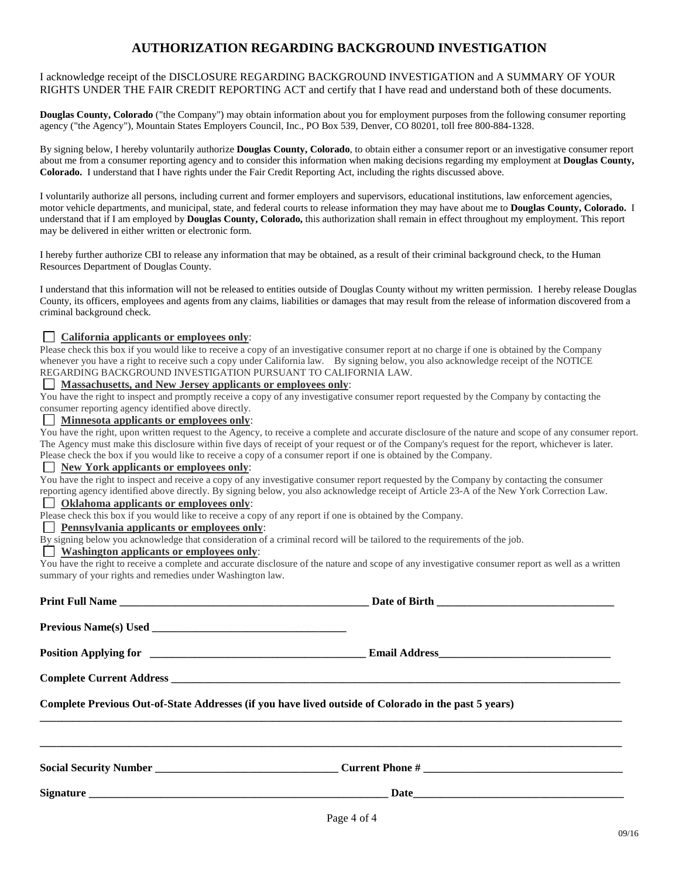# AUTHORIZATION REGARDING BACKGROUND INVESTIGATION

I acknowledge receipt of the DISCLOSURE REGARDING BACKGROUND INVESTIGATION and A SUMMARY OF YOUR RIGHTS UNDER THE FAIR CREDIT REPORTING ACT and certify that I have read and understand both of these documents.

**Douglas County, Colorado** ("the Company") may obtain information about you for employment purposes from the following consumer reporting agency ("the Agency"), Mountain States Employers Council, Inc., PO Box 539, Denver, CO 80201, toll free 800-884-1328.

By signing below, I hereby voluntarily authorize **Douglas County, Colorado**, to obtain either a consumer report or an investigative consumer report about me from a consumer reporting agency and to consider this information when making decisions regarding my employment at **Douglas County, Colorado.** I understand that I have rights under the Fair Credit Reporting Act, including the rights discussed above.

I voluntarily authorize all persons, including current and former employers and supervisors, educational institutions, law enforcement agencies, motor vehicle departments, and municipal, state, and federal courts to release information they may have about me to **Douglas County, Colorado.** I understand that if I am employed by **Douglas County, Colorado,** this authorization shall remain in effect throughout my employment. This report may be delivered in either written or electronic form.

I hereby further authorize CBI to release any information that may be obtained, as a result of their criminal background check, to the Human Resources Department of Douglas County.

I understand that this information will not be released to entities outside of Douglas County without my written permission. I hereby release Douglas County, its officers, employees and agents from any claims, liabilities or damages that may result from the release of information discovered from a criminal background check.

☐ **California applicants or employees only**:
Please check this box if you would like to receive a copy of an investigative consumer report at no charge if one is obtained by the Company whenever you have a right to receive such a copy under California law. By signing below, you also acknowledge receipt of the NOTICE REGARDING BACKGROUND INVESTIGATION PURSUANT TO CALIFORNIA LAW.

☐ **Massachusetts, and New Jersey applicants or employees only**:
You have the right to inspect and promptly receive a copy of any investigative consumer report requested by the Company by contacting the consumer reporting agency identified above directly.

☐ **Minnesota applicants or employees only**:
You have the right, upon written request to the Agency, to receive a complete and accurate disclosure of the nature and scope of any consumer report. The Agency must make this disclosure within five days of receipt of your request or of the Company's request for the report, whichever is later. Please check the box if you would like to receive a copy of a consumer report if one is obtained by the Company.

☐ **New York applicants or employees only**:
You have the right to inspect and receive a copy of any investigative consumer report requested by the Company by contacting the consumer reporting agency identified above directly. By signing below, you also acknowledge receipt of Article 23-A of the New York Correction Law.

☐ **Oklahoma applicants or employees only**:
Please check this box if you would like to receive a copy of any report if one is obtained by the Company.

☐ **Pennsylvania applicants or employees only**:
By signing below you acknowledge that consideration of a criminal record will be tailored to the requirements of the job.

☐ **Washington applicants or employees only**:
You have the right to receive a complete and accurate disclosure of the nature and scope of any investigative consumer report as well as a written summary of your rights and remedies under Washington law.

**Print Full Name** ______________________________________________ **Date of Birth** ________________________________

**Previous Name(s) Used** ___________________________________

**Position Applying for** ________________________________________ **Email Address**_______________________________

**Complete Current Address** _____________________________________________________________________________________

**Complete Previous Out-of-State Addresses (if you have lived outside of Colorado in the past 5 years)**

_____________________________________________________________________________________________________

_____________________________________________________________________________________________________

**Social Security Number** _________________________________ **Current Phone #** _____________________________________

**Signature** ________________________________________________________ **Date**________________________________________

09/16